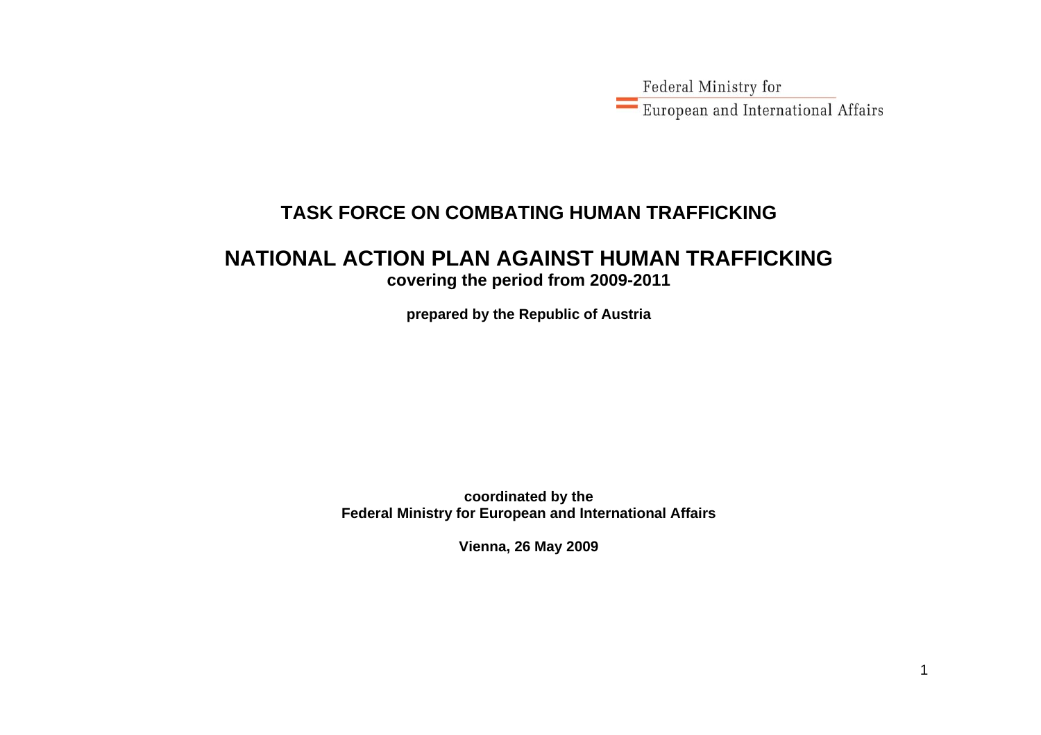Federal Ministry for
European and International Affairs

# TASK FORCE ON COMBATING HUMAN TRAFFICKING

# NATIONAL ACTION PLAN AGAINST HUMAN TRAFFICKING

**covering the period from 2009-2011**

**prepared by the Republic of Austria**

**coordinated by the**
**Federal Ministry for European and International Affairs**

**Vienna, 26 May 2009**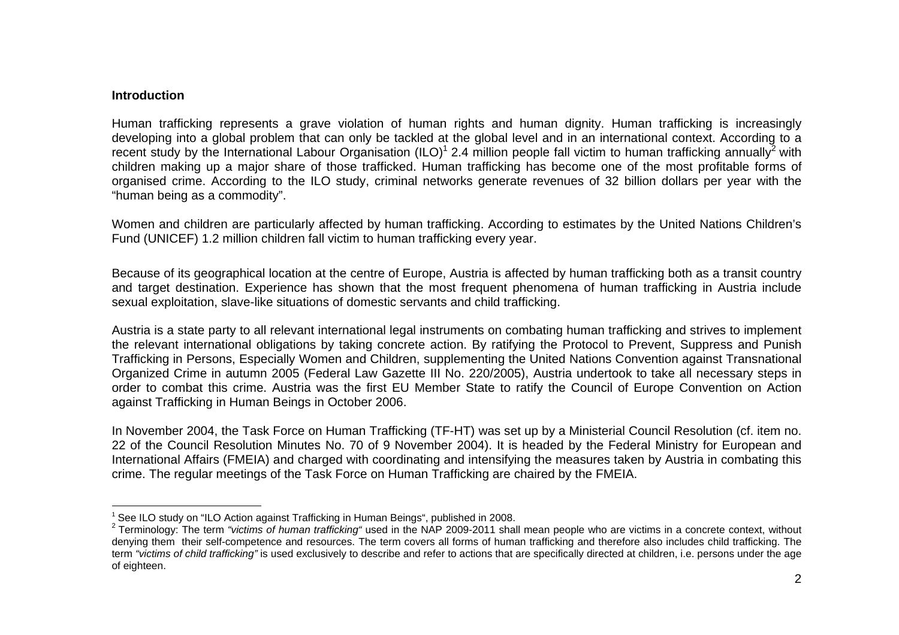**Introduction**

Human trafficking represents a grave violation of human rights and human dignity. Human trafficking is increasingly developing into a global problem that can only be tackled at the global level and in an international context. According to a recent study by the International Labour Organisation (ILO)[1] 2.4 million people fall victim to human trafficking annually[2] with children making up a major share of those trafficked. Human trafficking has become one of the most profitable forms of organised crime. According to the ILO study, criminal networks generate revenues of 32 billion dollars per year with the "human being as a commodity".

Women and children are particularly affected by human trafficking. According to estimates by the United Nations Children's Fund (UNICEF) 1.2 million children fall victim to human trafficking every year.

Because of its geographical location at the centre of Europe, Austria is affected by human trafficking both as a transit country and target destination. Experience has shown that the most frequent phenomena of human trafficking in Austria include sexual exploitation, slave-like situations of domestic servants and child trafficking.

Austria is a state party to all relevant international legal instruments on combating human trafficking and strives to implement the relevant international obligations by taking concrete action. By ratifying the Protocol to Prevent, Suppress and Punish Trafficking in Persons, Especially Women and Children, supplementing the United Nations Convention against Transnational Organized Crime in autumn 2005 (Federal Law Gazette III No. 220/2005), Austria undertook to take all necessary steps in order to combat this crime. Austria was the first EU Member State to ratify the Council of Europe Convention on Action against Trafficking in Human Beings in October 2006.

In November 2004, the Task Force on Human Trafficking (TF-HT) was set up by a Ministerial Council Resolution (cf. item no. 22 of the Council Resolution Minutes No. 70 of 9 November 2004). It is headed by the Federal Ministry for European and International Affairs (FMEIA) and charged with coordinating and intensifying the measures taken by Austria in combating this crime. The regular meetings of the Task Force on Human Trafficking are chaired by the FMEIA.

---

[1] See ILO study on "ILO Action against Trafficking in Human Beings", published in 2008.

[2] Terminology: The term *"victims of human trafficking"* used in the NAP 2009-2011 shall mean people who are victims in a concrete context, without denying them their self-competence and resources. The term covers all forms of human trafficking and therefore also includes child trafficking. The term *"victims of child trafficking"* is used exclusively to describe and refer to actions that are specifically directed at children, i.e. persons under the age of eighteen.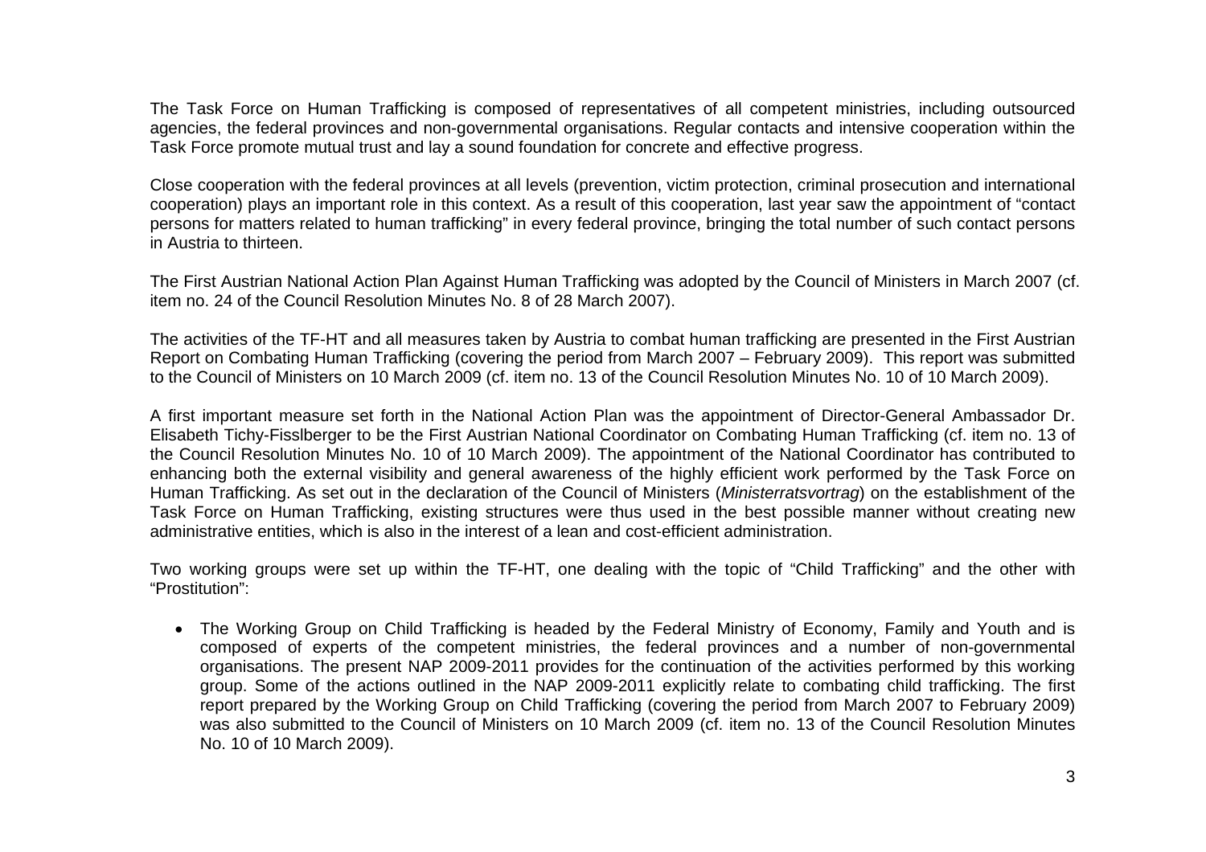The Task Force on Human Trafficking is composed of representatives of all competent ministries, including outsourced agencies, the federal provinces and non-governmental organisations. Regular contacts and intensive cooperation within the Task Force promote mutual trust and lay a sound foundation for concrete and effective progress.

Close cooperation with the federal provinces at all levels (prevention, victim protection, criminal prosecution and international cooperation) plays an important role in this context. As a result of this cooperation, last year saw the appointment of "contact persons for matters related to human trafficking" in every federal province, bringing the total number of such contact persons in Austria to thirteen.

The First Austrian National Action Plan Against Human Trafficking was adopted by the Council of Ministers in March 2007 (cf. item no. 24 of the Council Resolution Minutes No. 8 of 28 March 2007).

The activities of the TF-HT and all measures taken by Austria to combat human trafficking are presented in the First Austrian Report on Combating Human Trafficking (covering the period from March 2007 – February 2009). This report was submitted to the Council of Ministers on 10 March 2009 (cf. item no. 13 of the Council Resolution Minutes No. 10 of 10 March 2009).

A first important measure set forth in the National Action Plan was the appointment of Director-General Ambassador Dr. Elisabeth Tichy-Fisslberger to be the First Austrian National Coordinator on Combating Human Trafficking (cf. item no. 13 of the Council Resolution Minutes No. 10 of 10 March 2009). The appointment of the National Coordinator has contributed to enhancing both the external visibility and general awareness of the highly efficient work performed by the Task Force on Human Trafficking. As set out in the declaration of the Council of Ministers (*Ministerratsvortrag*) on the establishment of the Task Force on Human Trafficking, existing structures were thus used in the best possible manner without creating new administrative entities, which is also in the interest of a lean and cost-efficient administration.

Two working groups were set up within the TF-HT, one dealing with the topic of "Child Trafficking" and the other with "Prostitution":

- The Working Group on Child Trafficking is headed by the Federal Ministry of Economy, Family and Youth and is composed of experts of the competent ministries, the federal provinces and a number of non-governmental organisations. The present NAP 2009-2011 provides for the continuation of the activities performed by this working group. Some of the actions outlined in the NAP 2009-2011 explicitly relate to combating child trafficking. The first report prepared by the Working Group on Child Trafficking (covering the period from March 2007 to February 2009) was also submitted to the Council of Ministers on 10 March 2009 (cf. item no. 13 of the Council Resolution Minutes No. 10 of 10 March 2009).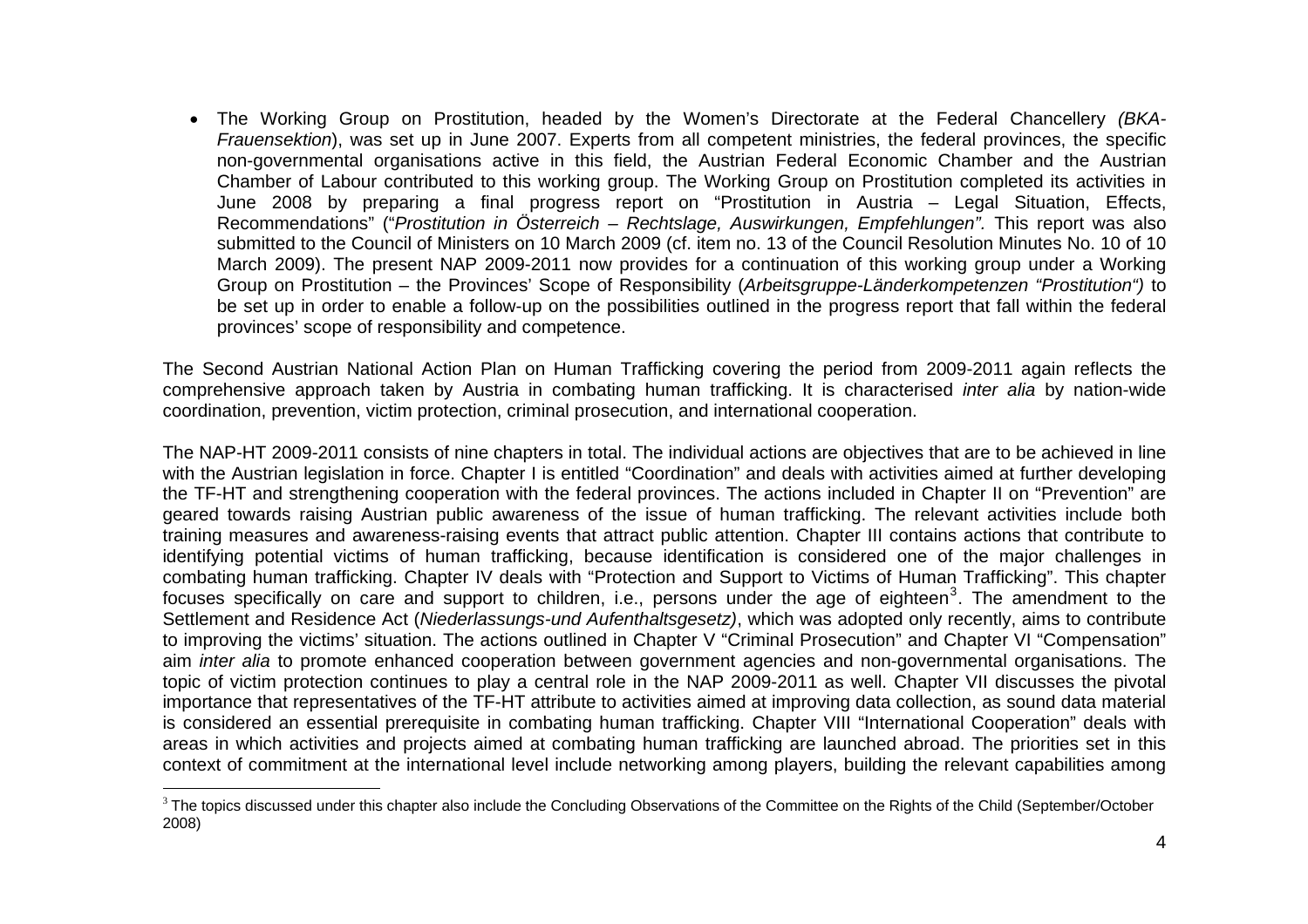- The Working Group on Prostitution, headed by the Women's Directorate at the Federal Chancellery *(BKA-Frauensektion*), was set up in June 2007. Experts from all competent ministries, the federal provinces, the specific non-governmental organisations active in this field, the Austrian Federal Economic Chamber and the Austrian Chamber of Labour contributed to this working group. The Working Group on Prostitution completed its activities in June 2008 by preparing a final progress report on "Prostitution in Austria – Legal Situation, Effects, Recommendations" ("*Prostitution in Österreich – Rechtslage, Auswirkungen, Empfehlungen".* This report was also submitted to the Council of Ministers on 10 March 2009 (cf. item no. 13 of the Council Resolution Minutes No. 10 of 10 March 2009). The present NAP 2009-2011 now provides for a continuation of this working group under a Working Group on Prostitution – the Provinces' Scope of Responsibility (*Arbeitsgruppe-Länderkompetenzen "Prostitution")* to be set up in order to enable a follow-up on the possibilities outlined in the progress report that fall within the federal provinces' scope of responsibility and competence.

The Second Austrian National Action Plan on Human Trafficking covering the period from 2009-2011 again reflects the comprehensive approach taken by Austria in combating human trafficking. It is characterised *inter alia* by nation-wide coordination, prevention, victim protection, criminal prosecution, and international cooperation.

The NAP-HT 2009-2011 consists of nine chapters in total. The individual actions are objectives that are to be achieved in line with the Austrian legislation in force. Chapter I is entitled "Coordination" and deals with activities aimed at further developing the TF-HT and strengthening cooperation with the federal provinces. The actions included in Chapter II on "Prevention" are geared towards raising Austrian public awareness of the issue of human trafficking. The relevant activities include both training measures and awareness-raising events that attract public attention. Chapter III contains actions that contribute to identifying potential victims of human trafficking, because identification is considered one of the major challenges in combating human trafficking. Chapter IV deals with "Protection and Support to Victims of Human Trafficking". This chapter focuses specifically on care and support to children, i.e., persons under the age of eighteen[3]. The amendment to the Settlement and Residence Act (*Niederlassungs-und Aufenthaltsgesetz)*, which was adopted only recently, aims to contribute to improving the victims' situation. The actions outlined in Chapter V "Criminal Prosecution" and Chapter VI "Compensation" aim *inter alia* to promote enhanced cooperation between government agencies and non-governmental organisations. The topic of victim protection continues to play a central role in the NAP 2009-2011 as well. Chapter VII discusses the pivotal importance that representatives of the TF-HT attribute to activities aimed at improving data collection, as sound data material is considered an essential prerequisite in combating human trafficking. Chapter VIII "International Cooperation" deals with areas in which activities and projects aimed at combating human trafficking are launched abroad. The priorities set in this context of commitment at the international level include networking among players, building the relevant capabilities among

[3] The topics discussed under this chapter also include the Concluding Observations of the Committee on the Rights of the Child (September/October 2008)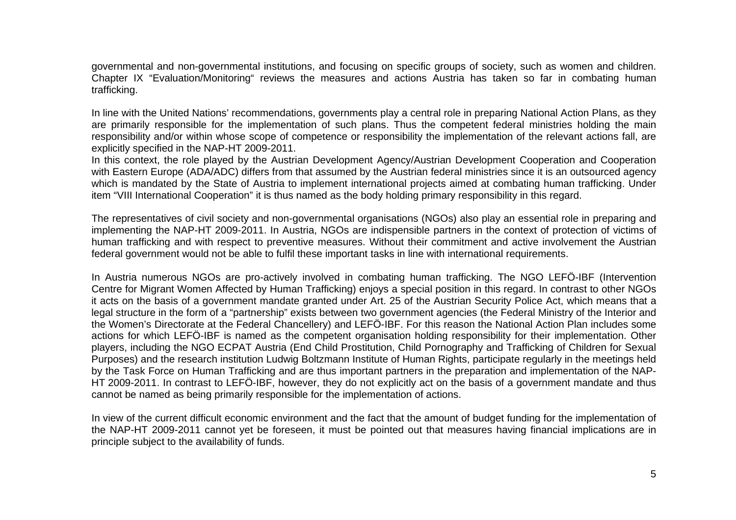governmental and non-governmental institutions, and focusing on specific groups of society, such as women and children. Chapter IX "Evaluation/Monitoring" reviews the measures and actions Austria has taken so far in combating human trafficking.

In line with the United Nations' recommendations, governments play a central role in preparing National Action Plans, as they are primarily responsible for the implementation of such plans. Thus the competent federal ministries holding the main responsibility and/or within whose scope of competence or responsibility the implementation of the relevant actions fall, are explicitly specified in the NAP-HT 2009-2011.
In this context, the role played by the Austrian Development Agency/Austrian Development Cooperation and Cooperation with Eastern Europe (ADA/ADC) differs from that assumed by the Austrian federal ministries since it is an outsourced agency which is mandated by the State of Austria to implement international projects aimed at combating human trafficking. Under item "VIII International Cooperation" it is thus named as the body holding primary responsibility in this regard.

The representatives of civil society and non-governmental organisations (NGOs) also play an essential role in preparing and implementing the NAP-HT 2009-2011. In Austria, NGOs are indispensible partners in the context of protection of victims of human trafficking and with respect to preventive measures. Without their commitment and active involvement the Austrian federal government would not be able to fulfil these important tasks in line with international requirements.

In Austria numerous NGOs are pro-actively involved in combating human trafficking. The NGO LEFÖ-IBF (Intervention Centre for Migrant Women Affected by Human Trafficking) enjoys a special position in this regard. In contrast to other NGOs it acts on the basis of a government mandate granted under Art. 25 of the Austrian Security Police Act, which means that a legal structure in the form of a "partnership" exists between two government agencies (the Federal Ministry of the Interior and the Women's Directorate at the Federal Chancellery) and LEFÖ-IBF. For this reason the National Action Plan includes some actions for which LEFÖ-IBF is named as the competent organisation holding responsibility for their implementation. Other players, including the NGO ECPAT Austria (End Child Prostitution, Child Pornography and Trafficking of Children for Sexual Purposes) and the research institution Ludwig Boltzmann Institute of Human Rights, participate regularly in the meetings held by the Task Force on Human Trafficking and are thus important partners in the preparation and implementation of the NAP-HT 2009-2011. In contrast to LEFÖ-IBF, however, they do not explicitly act on the basis of a government mandate and thus cannot be named as being primarily responsible for the implementation of actions.

In view of the current difficult economic environment and the fact that the amount of budget funding for the implementation of the NAP-HT 2009-2011 cannot yet be foreseen, it must be pointed out that measures having financial implications are in principle subject to the availability of funds.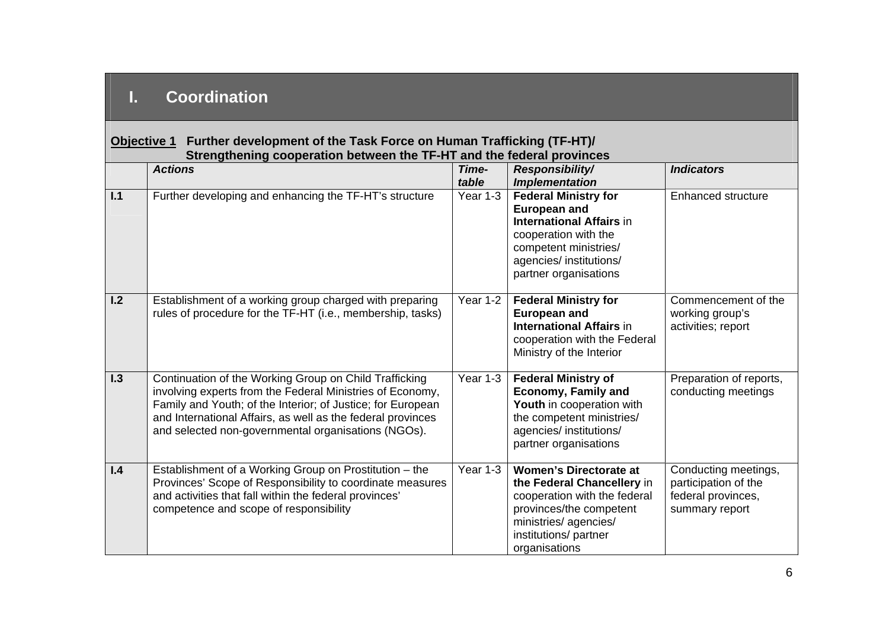# I. Coordination

**Objective 1** **Further development of the Task Force on Human Trafficking (TF-HT)/ Strengthening cooperation between the TF-HT and the federal provinces**

| | *Actions* | *Time-table* | *Responsibility/ Implementation* | *Indicators* |
|---|---|---|---|---|
| **I.1** | Further developing and enhancing the TF-HT's structure | Year 1-3 | **Federal Ministry for European and International Affairs** in cooperation with the competent ministries/ agencies/ institutions/ partner organisations | Enhanced structure |
| **I.2** | Establishment of a working group charged with preparing rules of procedure for the TF-HT (i.e., membership, tasks) | Year 1-2 | **Federal Ministry for European and International Affairs** in cooperation with the Federal Ministry of the Interior | Commencement of the working group's activities; report |
| **I.3** | Continuation of the Working Group on Child Trafficking involving experts from the Federal Ministries of Economy, Family and Youth; of the Interior; of Justice; for European and International Affairs, as well as the federal provinces and selected non-governmental organisations (NGOs). | Year 1-3 | **Federal Ministry of Economy, Family and Youth** in cooperation with the competent ministries/ agencies/ institutions/ partner organisations | Preparation of reports, conducting meetings |
| **I.4** | Establishment of a Working Group on Prostitution – the Provinces' Scope of Responsibility to coordinate measures and activities that fall within the federal provinces' competence and scope of responsibility | Year 1-3 | **Women's Directorate at the Federal Chancellery** in cooperation with the federal provinces/the competent ministries/ agencies/ institutions/ partner organisations | Conducting meetings, participation of the federal provinces, summary report |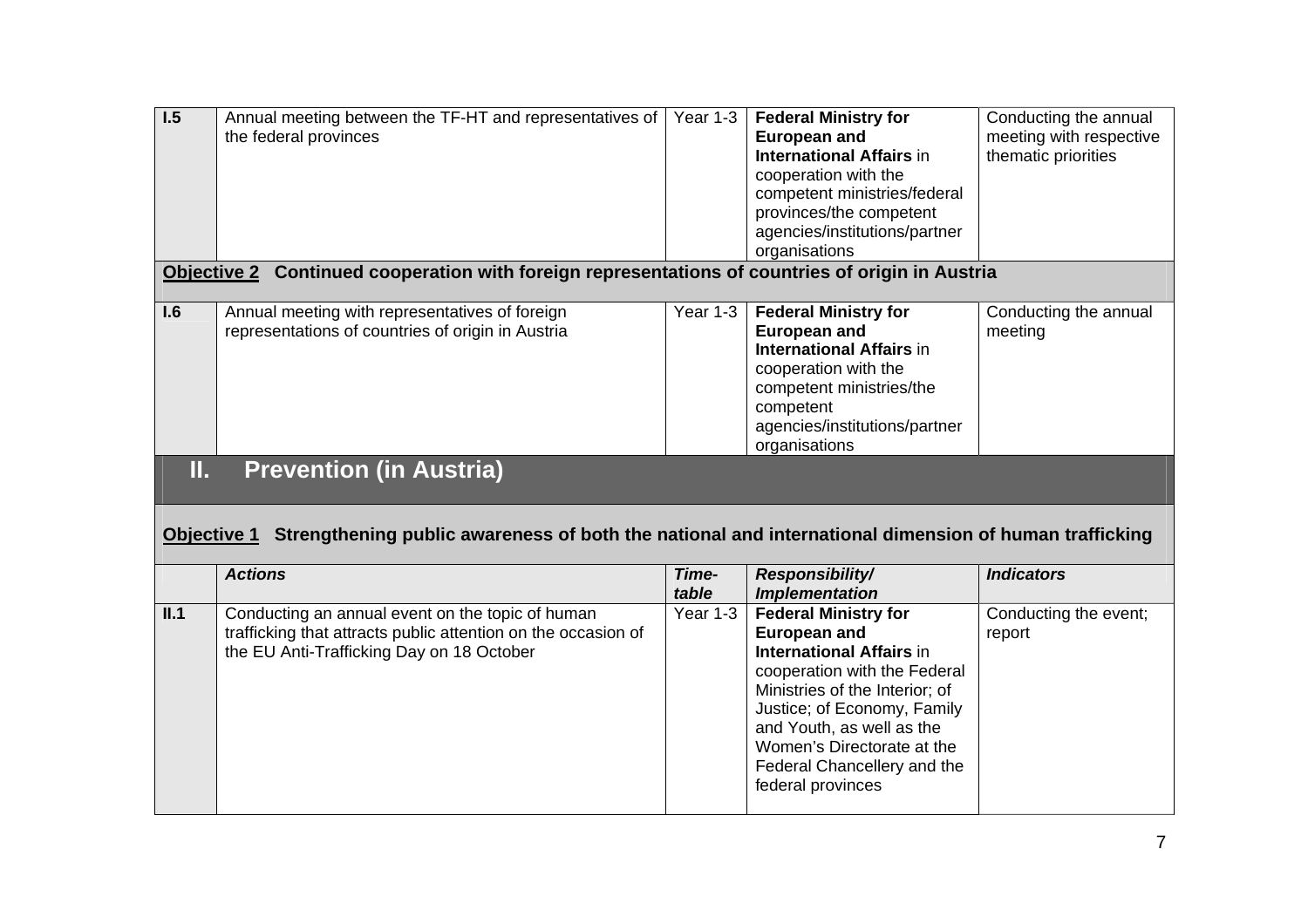| | | | | |
|---|---|---|---|---|
| **I.5** | Annual meeting between the TF-HT and representatives of the federal provinces | Year 1-3 | **Federal Ministry for European and International Affairs** in cooperation with the competent ministries/federal provinces/the competent agencies/institutions/partner organisations | Conducting the annual meeting with respective thematic priorities |

**Objective 2** **Continued cooperation with foreign representations of countries of origin in Austria**

| | | | | |
|---|---|---|---|---|
| **I.6** | Annual meeting with representatives of foreign representations of countries of origin in Austria | Year 1-3 | **Federal Ministry for European and International Affairs** in cooperation with the competent ministries/the competent agencies/institutions/partner organisations | Conducting the annual meeting |

## II. Prevention (in Austria)

**Objective 1** **Strengthening public awareness of both the national and international dimension of human trafficking**

| | *Actions* | *Time-table* | *Responsibility/ Implementation* | *Indicators* |
|---|---|---|---|---|
| **II.1** | Conducting an annual event on the topic of human trafficking that attracts public attention on the occasion of the EU Anti-Trafficking Day on 18 October | Year 1-3 | **Federal Ministry for European and International Affairs** in cooperation with the Federal Ministries of the Interior; of Justice; of Economy, Family and Youth, as well as the Women's Directorate at the Federal Chancellery and the federal provinces | Conducting the event; report |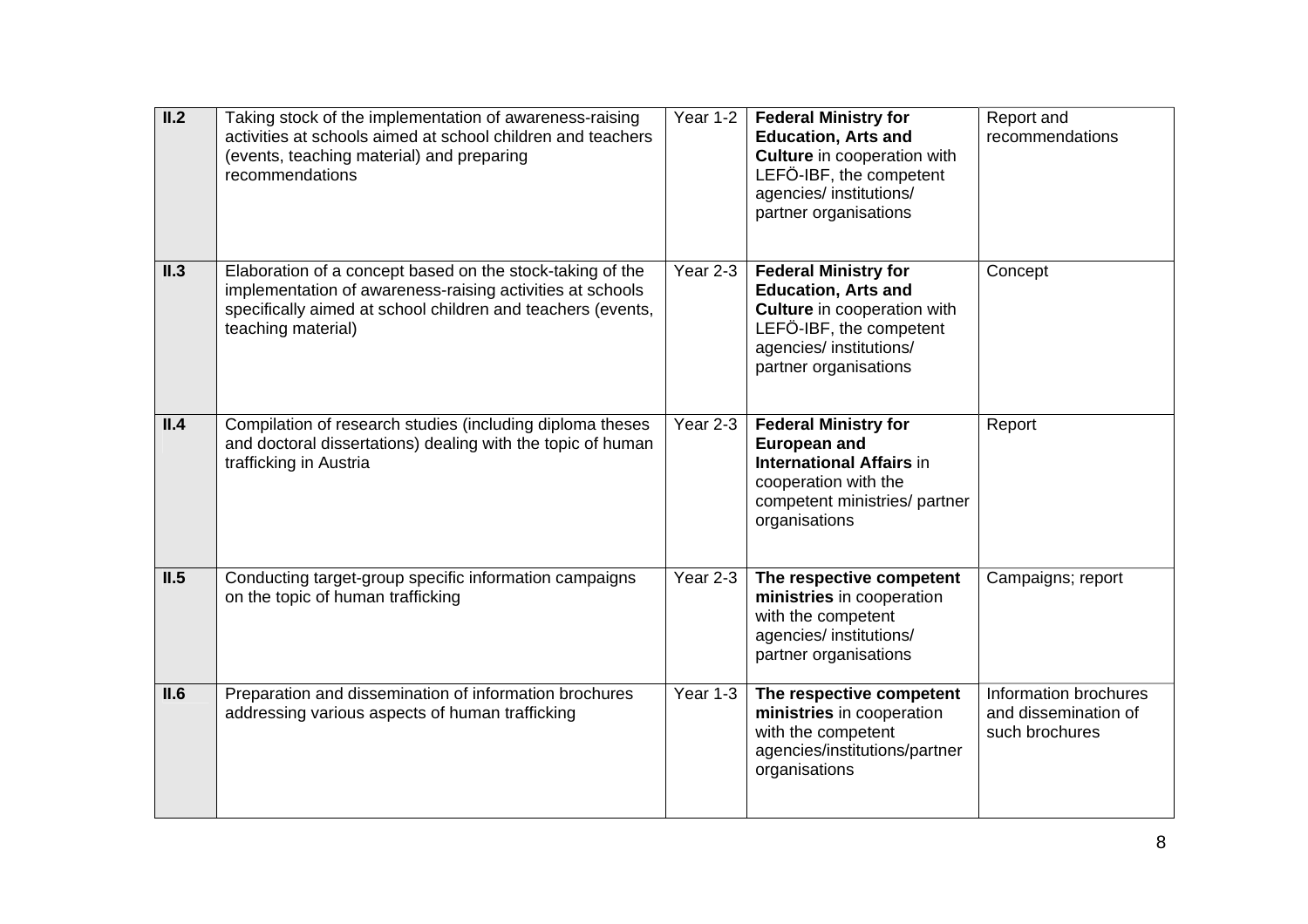| | | | | |
|---|---|---|---|---|
| **II.2** | Taking stock of the implementation of awareness-raising activities at schools aimed at school children and teachers (events, teaching material) and preparing recommendations | Year 1-2 | **Federal Ministry for Education, Arts and Culture** in cooperation with LEFÖ-IBF, the competent agencies/ institutions/ partner organisations | Report and recommendations |
| **II.3** | Elaboration of a concept based on the stock-taking of the implementation of awareness-raising activities at schools specifically aimed at school children and teachers (events, teaching material) | Year 2-3 | **Federal Ministry for Education, Arts and Culture** in cooperation with LEFÖ-IBF, the competent agencies/ institutions/ partner organisations | Concept |
| **II.4** | Compilation of research studies (including diploma theses and doctoral dissertations) dealing with the topic of human trafficking in Austria | Year 2-3 | **Federal Ministry for European and International Affairs** in cooperation with the competent ministries/ partner organisations | Report |
| **II.5** | Conducting target-group specific information campaigns on the topic of human trafficking | Year 2-3 | **The respective competent ministries** in cooperation with the competent agencies/ institutions/ partner organisations | Campaigns; report |
| **II.6** | Preparation and dissemination of information brochures addressing various aspects of human trafficking | Year 1-3 | **The respective competent ministries** in cooperation with the competent agencies/institutions/partner organisations | Information brochures and dissemination of such brochures |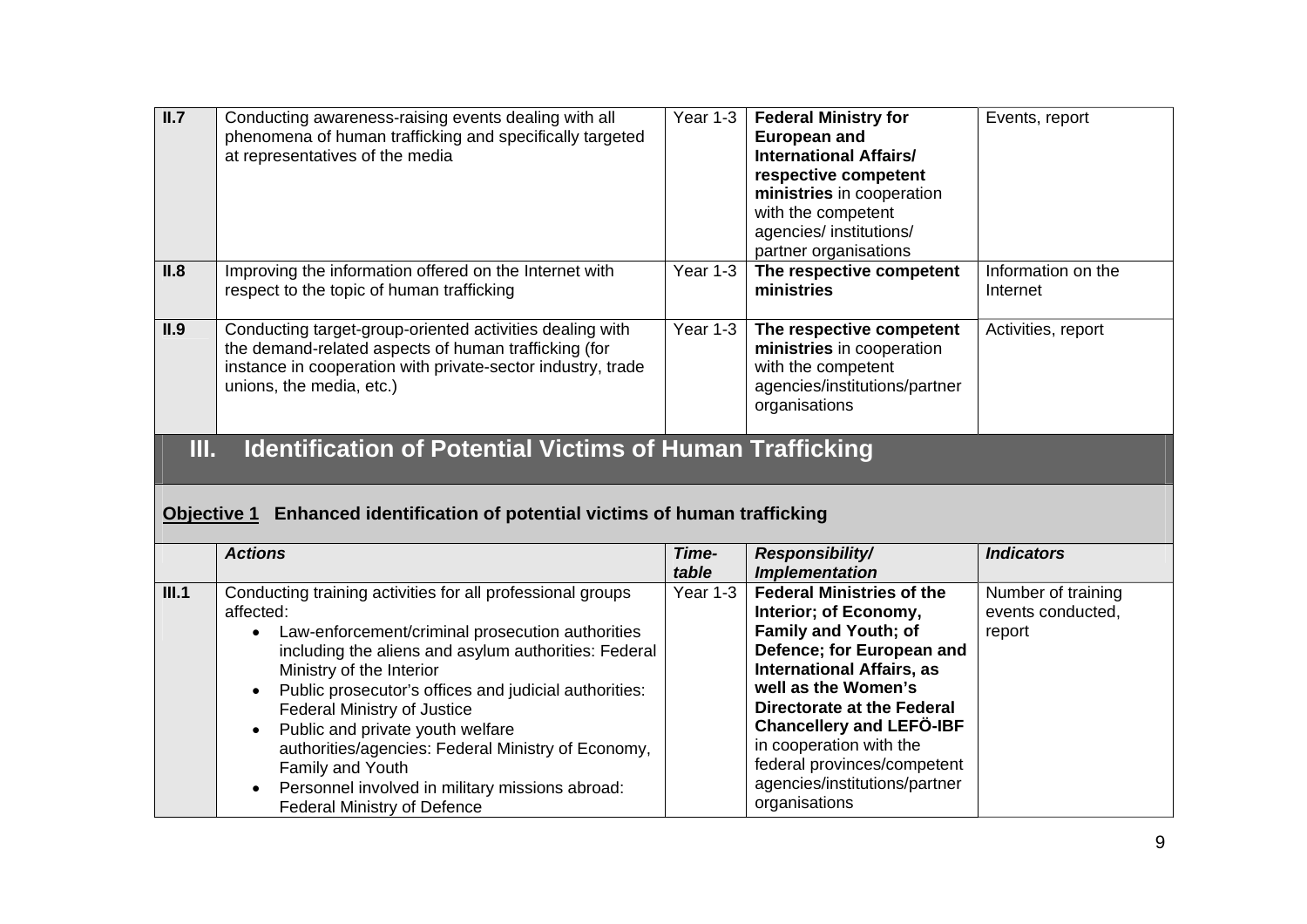| | | | | |
|---|---|---|---|---|
| **II.7** | Conducting awareness-raising events dealing with all phenomena of human trafficking and specifically targeted at representatives of the media | Year 1-3 | **Federal Ministry for European and International Affairs/ respective competent ministries** in cooperation with the competent agencies/ institutions/ partner organisations | Events, report |
| **II.8** | Improving the information offered on the Internet with respect to the topic of human trafficking | Year 1-3 | **The respective competent ministries** | Information on the Internet |
| **II.9** | Conducting target-group-oriented activities dealing with the demand-related aspects of human trafficking (for instance in cooperation with private-sector industry, trade unions, the media, etc.) | Year 1-3 | **The respective competent ministries** in cooperation with the competent agencies/institutions/partner organisations | Activities, report |

## III. Identification of Potential Victims of Human Trafficking

### Objective 1 Enhanced identification of potential victims of human trafficking

| | *Actions* | *Time-table* | *Responsibility/ Implementation* | *Indicators* |
|---|---|---|---|---|
| **III.1** | Conducting training activities for all professional groups affected:<br>• Law-enforcement/criminal prosecution authorities including the aliens and asylum authorities: Federal Ministry of the Interior<br>• Public prosecutor's offices and judicial authorities: Federal Ministry of Justice<br>• Public and private youth welfare authorities/agencies: Federal Ministry of Economy, Family and Youth<br>• Personnel involved in military missions abroad: Federal Ministry of Defence | Year 1-3 | **Federal Ministries of the Interior; of Economy, Family and Youth; of Defence; for European and International Affairs, as well as the Women's Directorate at the Federal Chancellery and LEFÖ-IBF** in cooperation with the federal provinces/competent agencies/institutions/partner organisations | Number of training events conducted, report |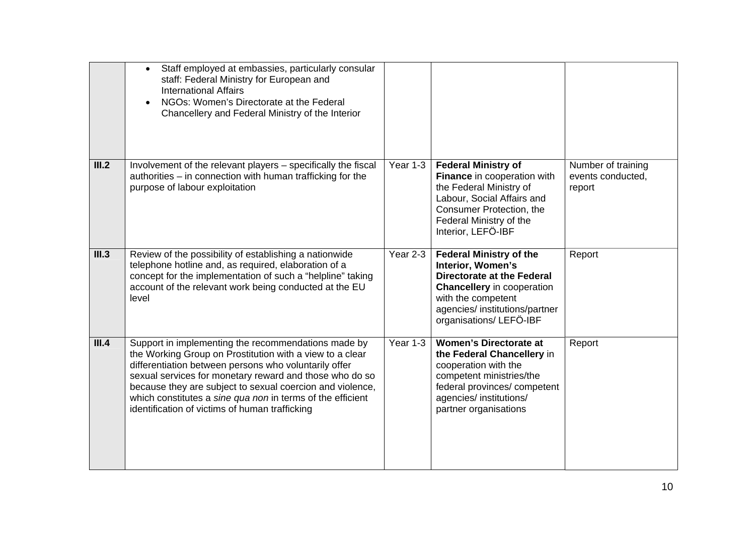| | | | | |
|---|---|---|---|---|
| | • Staff employed at embassies, particularly consular staff: Federal Ministry for European and International Affairs<br>• NGOs: Women's Directorate at the Federal Chancellery and Federal Ministry of the Interior | | | |
| **III.2** | Involvement of the relevant players – specifically the fiscal authorities – in connection with human trafficking for the purpose of labour exploitation | Year 1-3 | **Federal Ministry of Finance** in cooperation with the Federal Ministry of Labour, Social Affairs and Consumer Protection, the Federal Ministry of the Interior, LEFÖ-IBF | Number of training events conducted, report |
| **III.3** | Review of the possibility of establishing a nationwide telephone hotline and, as required, elaboration of a concept for the implementation of such a "helpline" taking account of the relevant work being conducted at the EU level | Year 2-3 | **Federal Ministry of the Interior, Women's Directorate at the Federal Chancellery** in cooperation with the competent agencies/ institutions/partner organisations/ LEFÖ-IBF | Report |
| **III.4** | Support in implementing the recommendations made by the Working Group on Prostitution with a view to a clear differentiation between persons who voluntarily offer sexual services for monetary reward and those who do so because they are subject to sexual coercion and violence, which constitutes a *sine qua non* in terms of the efficient identification of victims of human trafficking | Year 1-3 | **Women's Directorate at the Federal Chancellery** in cooperation with the competent ministries/the federal provinces/ competent agencies/ institutions/ partner organisations | Report |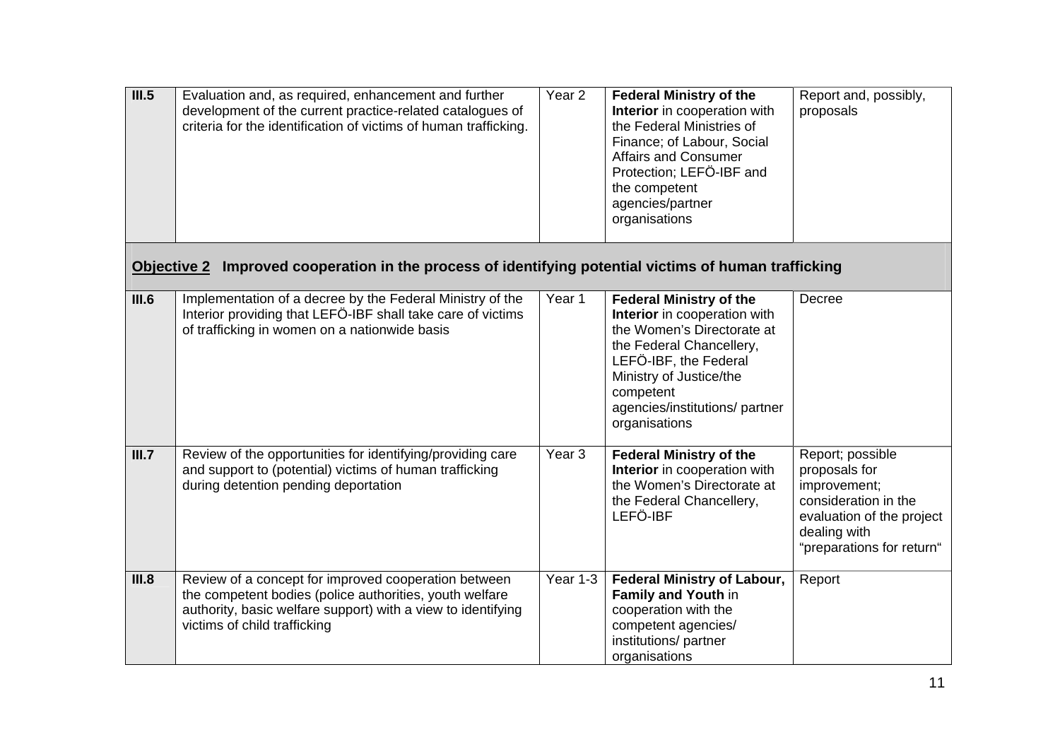| | | | | |
|---|---|---|---|---|
| **III.5** | Evaluation and, as required, enhancement and further development of the current practice-related catalogues of criteria for the identification of victims of human trafficking. | Year 2 | **Federal Ministry of the Interior** in cooperation with the Federal Ministries of Finance; of Labour, Social Affairs and Consumer Protection; LEFÖ-IBF and the competent agencies/partner organisations | Report and, possibly, proposals |
| **<u>Objective 2</u> Improved cooperation in the process of identifying potential victims of human trafficking** | | | | |
| **III.6** | Implementation of a decree by the Federal Ministry of the Interior providing that LEFÖ-IBF shall take care of victims of trafficking in women on a nationwide basis | Year 1 | **Federal Ministry of the Interior** in cooperation with the Women's Directorate at the Federal Chancellery, LEFÖ-IBF, the Federal Ministry of Justice/the competent agencies/institutions/ partner organisations | Decree |
| **III.7** | Review of the opportunities for identifying/providing care and support to (potential) victims of human trafficking during detention pending deportation | Year 3 | **Federal Ministry of the Interior** in cooperation with the Women's Directorate at the Federal Chancellery, LEFÖ-IBF | Report; possible proposals for improvement; consideration in the evaluation of the project dealing with "preparations for return" |
| **III.8** | Review of a concept for improved cooperation between the competent bodies (police authorities, youth welfare authority, basic welfare support) with a view to identifying victims of child trafficking | Year 1-3 | **Federal Ministry of Labour, Family and Youth** in cooperation with the competent agencies/ institutions/ partner organisations | Report |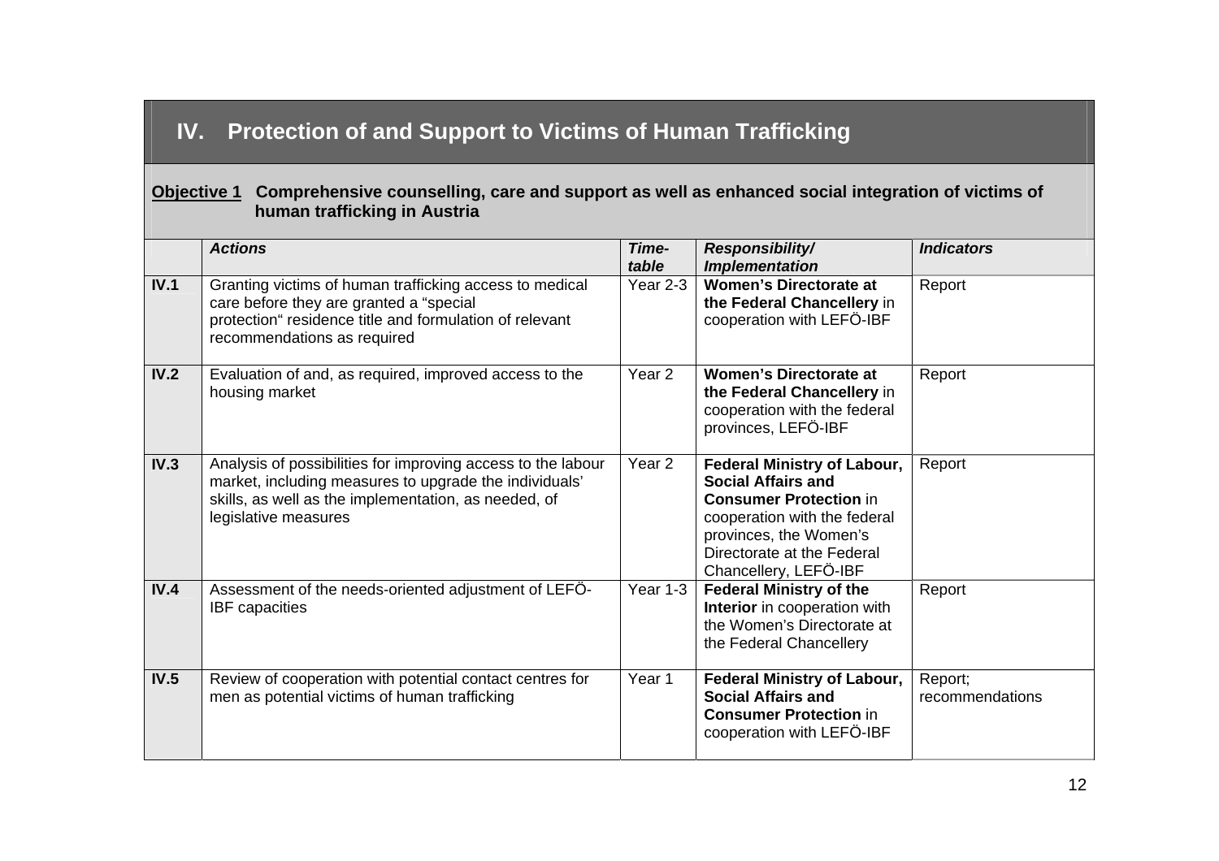## IV. Protection of and Support to Victims of Human Trafficking

**Objective 1** **Comprehensive counselling, care and support as well as enhanced social integration of victims of human trafficking in Austria**

| | *Actions* | *Time-table* | *Responsibility/ Implementation* | *Indicators* |
|---|---|---|---|---|
| **IV.1** | Granting victims of human trafficking access to medical care before they are granted a "special protection" residence title and formulation of relevant recommendations as required | Year 2-3 | **Women's Directorate at the Federal Chancellery** in cooperation with LEFÖ-IBF | Report |
| **IV.2** | Evaluation of and, as required, improved access to the housing market | Year 2 | **Women's Directorate at the Federal Chancellery** in cooperation with the federal provinces, LEFÖ-IBF | Report |
| **IV.3** | Analysis of possibilities for improving access to the labour market, including measures to upgrade the individuals' skills, as well as the implementation, as needed, of legislative measures | Year 2 | **Federal Ministry of Labour, Social Affairs and Consumer Protection** in cooperation with the federal provinces, the Women's Directorate at the Federal Chancellery, LEFÖ-IBF | Report |
| **IV.4** | Assessment of the needs-oriented adjustment of LEFÖ-IBF capacities | Year 1-3 | **Federal Ministry of the Interior** in cooperation with the Women's Directorate at the Federal Chancellery | Report |
| **IV.5** | Review of cooperation with potential contact centres for men as potential victims of human trafficking | Year 1 | **Federal Ministry of Labour, Social Affairs and Consumer Protection** in cooperation with LEFÖ-IBF | Report; recommendations |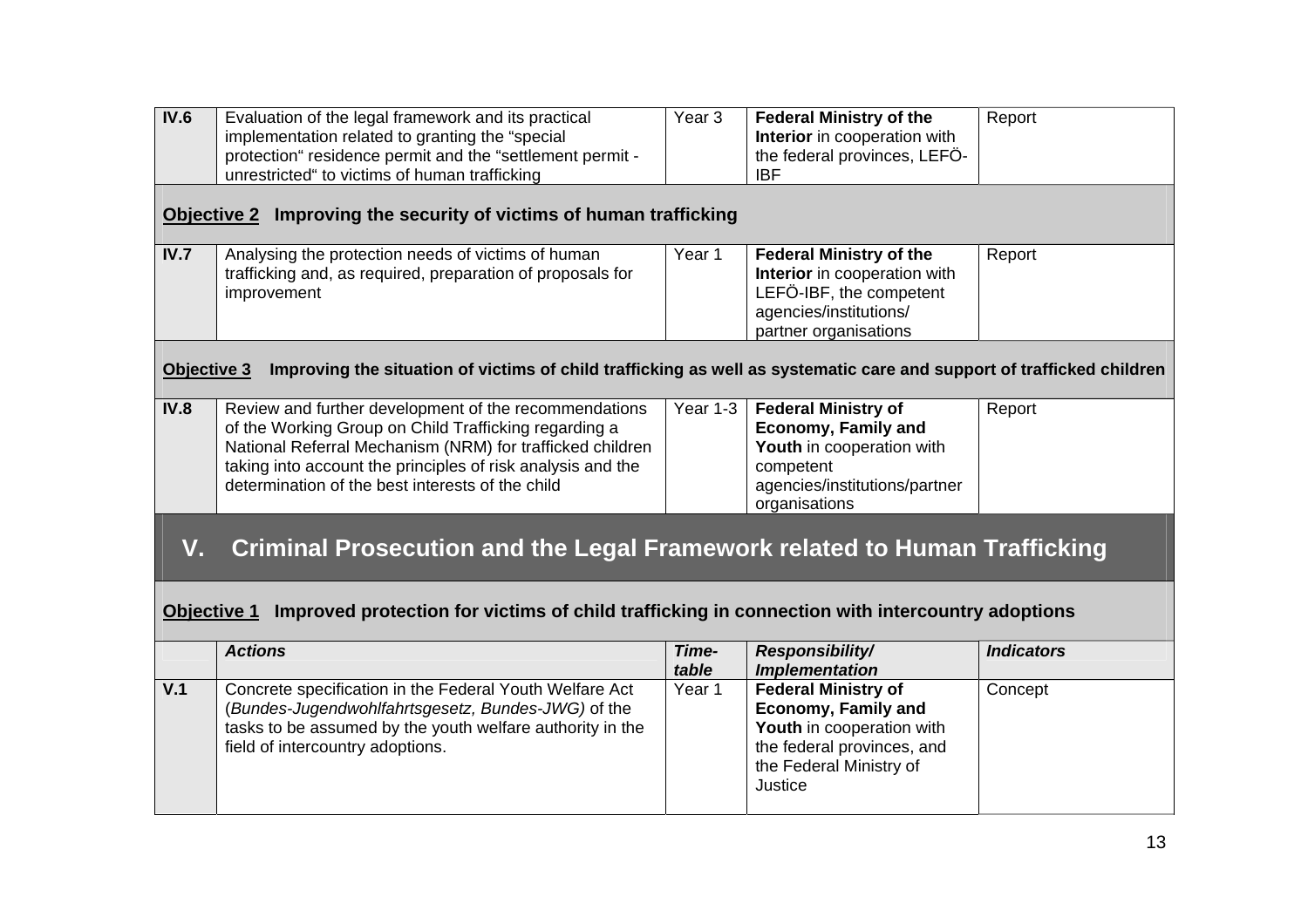| | | | | |
|---|---|---|---|---|
| **IV.6** | Evaluation of the legal framework and its practical implementation related to granting the "special protection" residence permit and the "settlement permit - unrestricted" to victims of human trafficking | Year 3 | **Federal Ministry of the Interior** in cooperation with the federal provinces, LEFÖ-IBF | Report |

**Objective 2** **Improving the security of victims of human trafficking**

| | | | | |
|---|---|---|---|---|
| **IV.7** | Analysing the protection needs of victims of human trafficking and, as required, preparation of proposals for improvement | Year 1 | **Federal Ministry of the Interior** in cooperation with LEFÖ-IBF, the competent agencies/institutions/ partner organisations | Report |

**Objective 3** **Improving the situation of victims of child trafficking as well as systematic care and support of trafficked children**

| | | | | |
|---|---|---|---|---|
| **IV.8** | Review and further development of the recommendations of the Working Group on Child Trafficking regarding a National Referral Mechanism (NRM) for trafficked children taking into account the principles of risk analysis and the determination of the best interests of the child | Year 1-3 | **Federal Ministry of Economy, Family and Youth** in cooperation with competent agencies/institutions/partner organisations | Report |

# V. Criminal Prosecution and the Legal Framework related to Human Trafficking

**Objective 1** **Improved protection for victims of child trafficking in connection with intercountry adoptions**

| | ***Actions*** | ***Time-table*** | ***Responsibility/ Implementation*** | ***Indicators*** |
|---|---|---|---|---|
| **V.1** | Concrete specification in the Federal Youth Welfare Act (*Bundes-Jugendwohlfahrtsgesetz, Bundes-JWG)* of the tasks to be assumed by the youth welfare authority in the field of intercountry adoptions. | Year 1 | **Federal Ministry of Economy, Family and Youth** in cooperation with the federal provinces, and the Federal Ministry of Justice | Concept |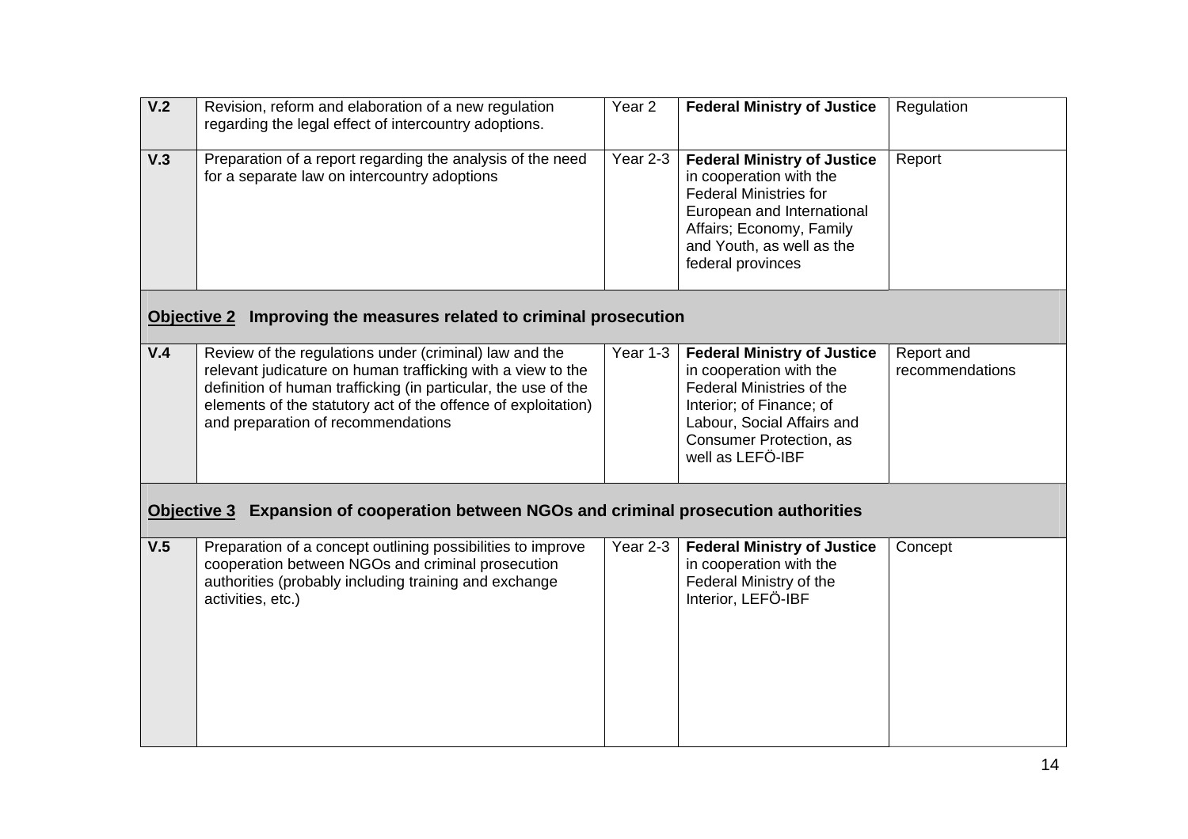| | | | | |
|---|---|---|---|---|
| **V.2** | Revision, reform and elaboration of a new regulation regarding the legal effect of intercountry adoptions. | Year 2 | **Federal Ministry of Justice** | Regulation |
| **V.3** | Preparation of a report regarding the analysis of the need for a separate law on intercountry adoptions | Year 2-3 | **Federal Ministry of Justice** in cooperation with the Federal Ministries for European and International Affairs; Economy, Family and Youth, as well as the federal provinces | Report |
| **Objective 2** | **Improving the measures related to criminal prosecution** | | | |
| **V.4** | Review of the regulations under (criminal) law and the relevant judicature on human trafficking with a view to the definition of human trafficking (in particular, the use of the elements of the statutory act of the offence of exploitation) and preparation of recommendations | Year 1-3 | **Federal Ministry of Justice** in cooperation with the Federal Ministries of the Interior; of Finance; of Labour, Social Affairs and Consumer Protection, as well as LEFÖ-IBF | Report and recommendations |
| **Objective 3** | **Expansion of cooperation between NGOs and criminal prosecution authorities** | | | |
| **V.5** | Preparation of a concept outlining possibilities to improve cooperation between NGOs and criminal prosecution authorities (probably including training and exchange activities, etc.) | Year 2-3 | **Federal Ministry of Justice** in cooperation with the Federal Ministry of the Interior, LEFÖ-IBF | Concept |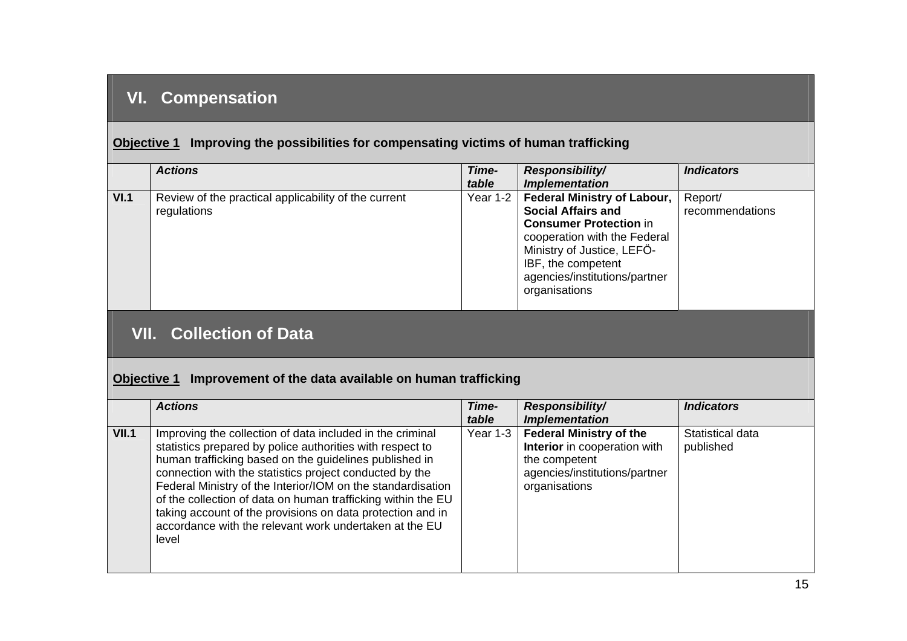## VI. Compensation

**Objective 1** Improving the possibilities for compensating victims of human trafficking

| | *Actions* | *Time-table* | *Responsibility/ Implementation* | *Indicators* |
|---|---|---|---|---|
| **VI.1** | Review of the practical applicability of the current regulations | Year 1-2 | **Federal Ministry of Labour, Social Affairs and Consumer Protection** in cooperation with the Federal Ministry of Justice, LEFÖ-IBF, the competent agencies/institutions/partner organisations | Report/ recommendations |

## VII. Collection of Data

**Objective 1** Improvement of the data available on human trafficking

| | *Actions* | *Time-table* | *Responsibility/ Implementation* | *Indicators* |
|---|---|---|---|---|
| **VII.1** | Improving the collection of data included in the criminal statistics prepared by police authorities with respect to human trafficking based on the guidelines published in connection with the statistics project conducted by the Federal Ministry of the Interior/IOM on the standardisation of the collection of data on human trafficking within the EU taking account of the provisions on data protection and in accordance with the relevant work undertaken at the EU level | Year 1-3 | **Federal Ministry of the Interior** in cooperation with the competent agencies/institutions/partner organisations | Statistical data published |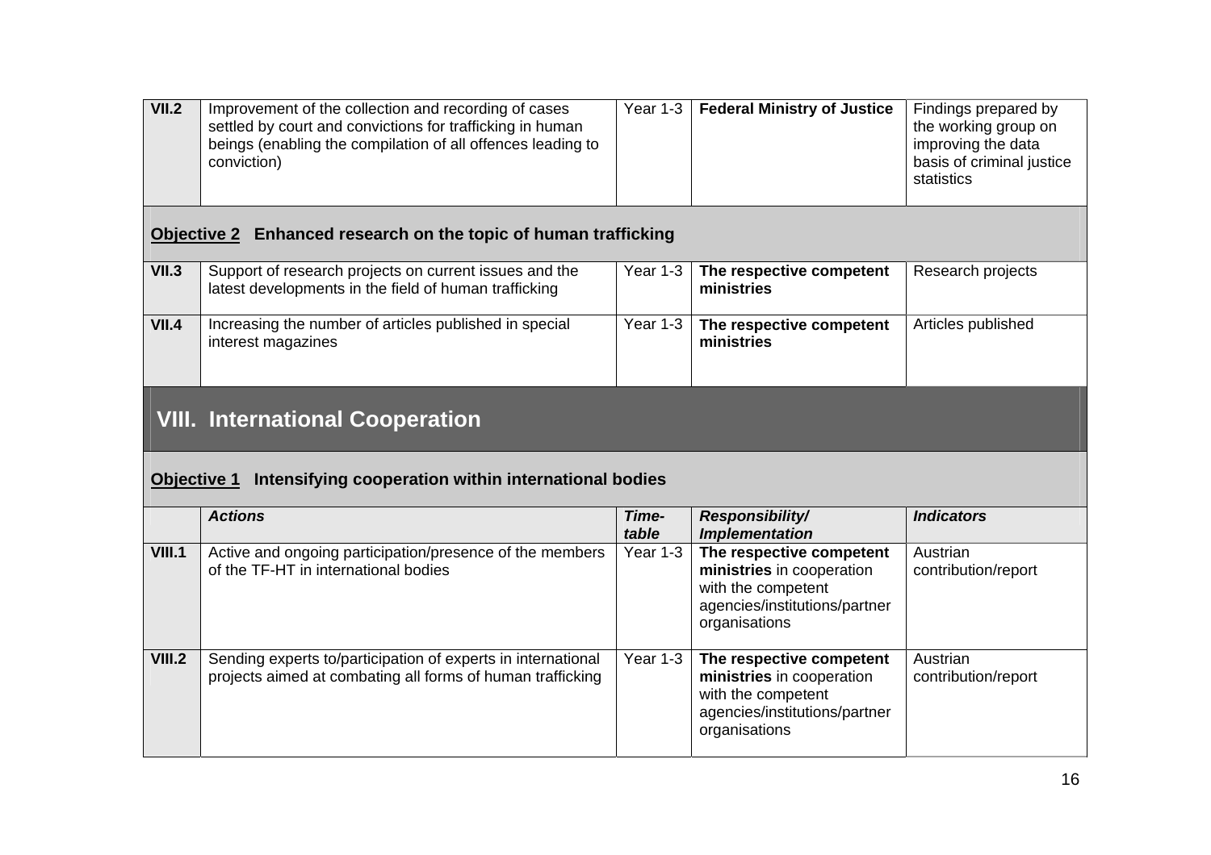| | | | | |
|---|---|---|---|---|
| **VII.2** | Improvement of the collection and recording of cases settled by court and convictions for trafficking in human beings (enabling the compilation of all offences leading to conviction) | Year 1-3 | **Federal Ministry of Justice** | Findings prepared by the working group on improving the data basis of criminal justice statistics |

**Objective 2** **Enhanced research on the topic of human trafficking**

| | | | | |
|---|---|---|---|---|
| **VII.3** | Support of research projects on current issues and the latest developments in the field of human trafficking | Year 1-3 | **The respective competent ministries** | Research projects |
| **VII.4** | Increasing the number of articles published in special interest magazines | Year 1-3 | **The respective competent ministries** | Articles published |

## VIII. International Cooperation

**Objective 1** **Intensifying cooperation within international bodies**

| | *Actions* | *Time-table* | *Responsibility/ Implementation* | *Indicators* |
|---|---|---|---|---|
| **VIII.1** | Active and ongoing participation/presence of the members of the TF-HT in international bodies | Year 1-3 | **The respective competent ministries** in cooperation with the competent agencies/institutions/partner organisations | Austrian contribution/report |
| **VIII.2** | Sending experts to/participation of experts in international projects aimed at combating all forms of human trafficking | Year 1-3 | **The respective competent ministries** in cooperation with the competent agencies/institutions/partner organisations | Austrian contribution/report |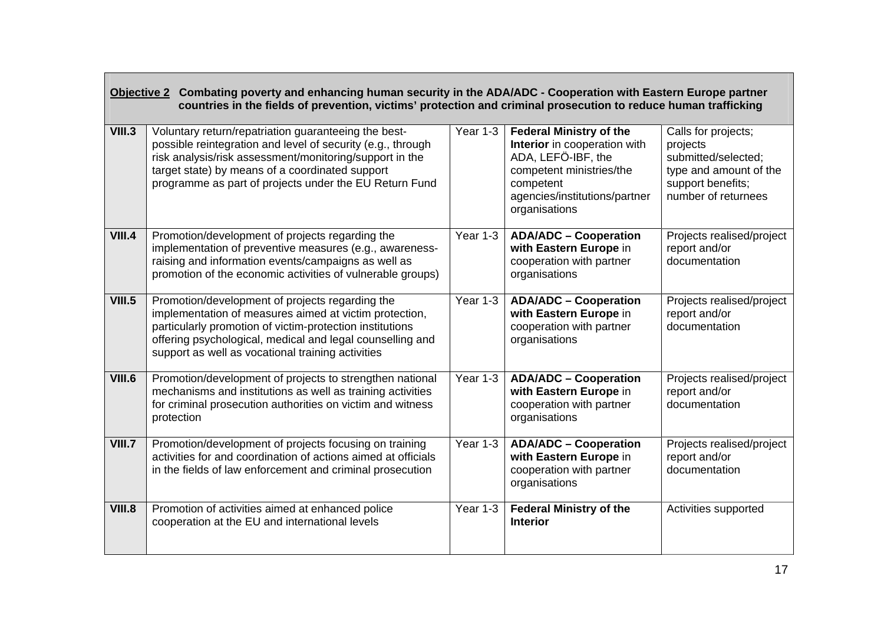**Objective 2** **Combating poverty and enhancing human security in the ADA/ADC - Cooperation with Eastern Europe partner countries in the fields of prevention, victims' protection and criminal prosecution to reduce human trafficking**

| | | | | |
|---|---|---|---|---|
| **VIII.3** | Voluntary return/repatriation guaranteeing the best-possible reintegration and level of security (e.g., through risk analysis/risk assessment/monitoring/support in the target state) by means of a coordinated support programme as part of projects under the EU Return Fund | Year 1-3 | **Federal Ministry of the Interior** in cooperation with ADA, LEFÖ-IBF, the competent ministries/the competent agencies/institutions/partner organisations | Calls for projects; projects submitted/selected; type and amount of the support benefits; number of returnees |
| **VIII.4** | Promotion/development of projects regarding the implementation of preventive measures (e.g., awareness-raising and information events/campaigns as well as promotion of the economic activities of vulnerable groups) | Year 1-3 | **ADA/ADC – Cooperation with Eastern Europe** in cooperation with partner organisations | Projects realised/project report and/or documentation |
| **VIII.5** | Promotion/development of projects regarding the implementation of measures aimed at victim protection, particularly promotion of victim-protection institutions offering psychological, medical and legal counselling and support as well as vocational training activities | Year 1-3 | **ADA/ADC – Cooperation with Eastern Europe** in cooperation with partner organisations | Projects realised/project report and/or documentation |
| **VIII.6** | Promotion/development of projects to strengthen national mechanisms and institutions as well as training activities for criminal prosecution authorities on victim and witness protection | Year 1-3 | **ADA/ADC – Cooperation with Eastern Europe** in cooperation with partner organisations | Projects realised/project report and/or documentation |
| **VIII.7** | Promotion/development of projects focusing on training activities for and coordination of actions aimed at officials in the fields of law enforcement and criminal prosecution | Year 1-3 | **ADA/ADC – Cooperation with Eastern Europe** in cooperation with partner organisations | Projects realised/project report and/or documentation |
| **VIII.8** | Promotion of activities aimed at enhanced police cooperation at the EU and international levels | Year 1-3 | **Federal Ministry of the Interior** | Activities supported |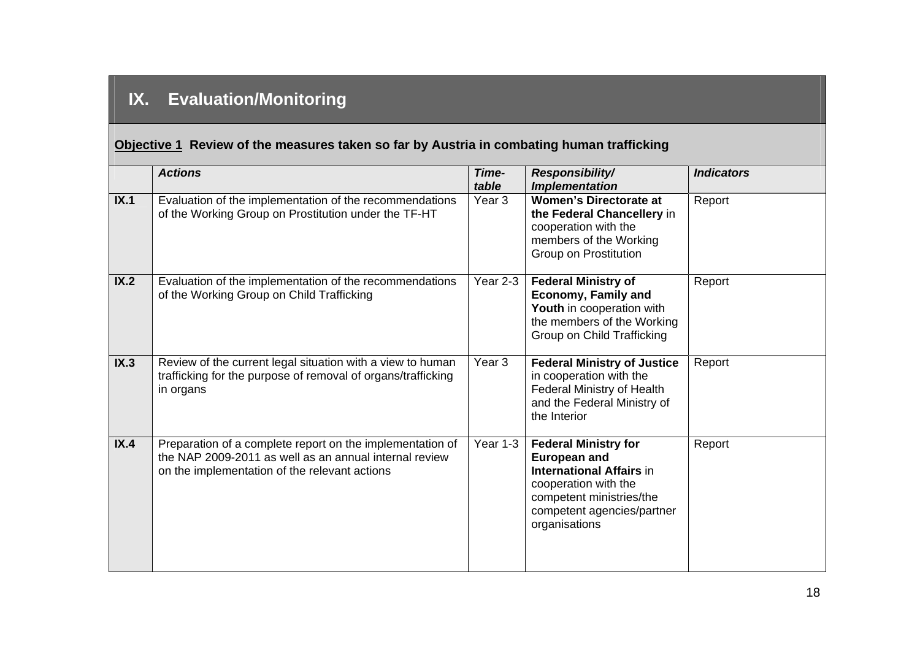## IX. Evaluation/Monitoring

**Objective 1** **Review of the measures taken so far by Austria in combating human trafficking**

| | *Actions* | *Time-table* | *Responsibility/ Implementation* | *Indicators* |
|---|---|---|---|---|
| **IX.1** | Evaluation of the implementation of the recommendations of the Working Group on Prostitution under the TF-HT | Year 3 | **Women's Directorate at the Federal Chancellery** in cooperation with the members of the Working Group on Prostitution | Report |
| **IX.2** | Evaluation of the implementation of the recommendations of the Working Group on Child Trafficking | Year 2-3 | **Federal Ministry of Economy, Family and Youth** in cooperation with the members of the Working Group on Child Trafficking | Report |
| **IX.3** | Review of the current legal situation with a view to human trafficking for the purpose of removal of organs/trafficking in organs | Year 3 | **Federal Ministry of Justice** in cooperation with the Federal Ministry of Health and the Federal Ministry of the Interior | Report |
| **IX.4** | Preparation of a complete report on the implementation of the NAP 2009-2011 as well as an annual internal review on the implementation of the relevant actions | Year 1-3 | **Federal Ministry for European and International Affairs** in cooperation with the competent ministries/the competent agencies/partner organisations | Report |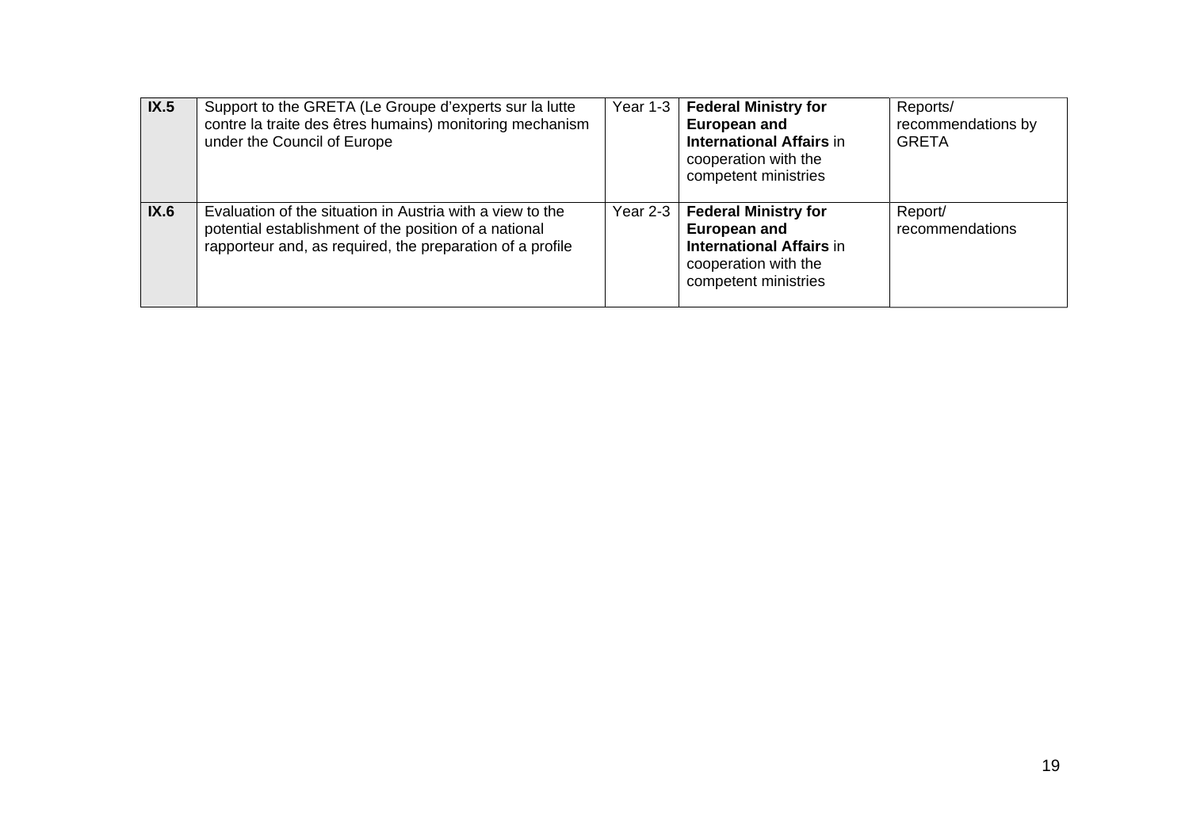| | | | | |
|---|---|---|---|---|
| **IX.5** | Support to the GRETA (Le Groupe d'experts sur la lutte contre la traite des êtres humains) monitoring mechanism under the Council of Europe | Year 1-3 | **Federal Ministry for European and International Affairs** in cooperation with the competent ministries | Reports/ recommendations by GRETA |
| **IX.6** | Evaluation of the situation in Austria with a view to the potential establishment of the position of a national rapporteur and, as required, the preparation of a profile | Year 2-3 | **Federal Ministry for European and International Affairs** in cooperation with the competent ministries | Report/ recommendations |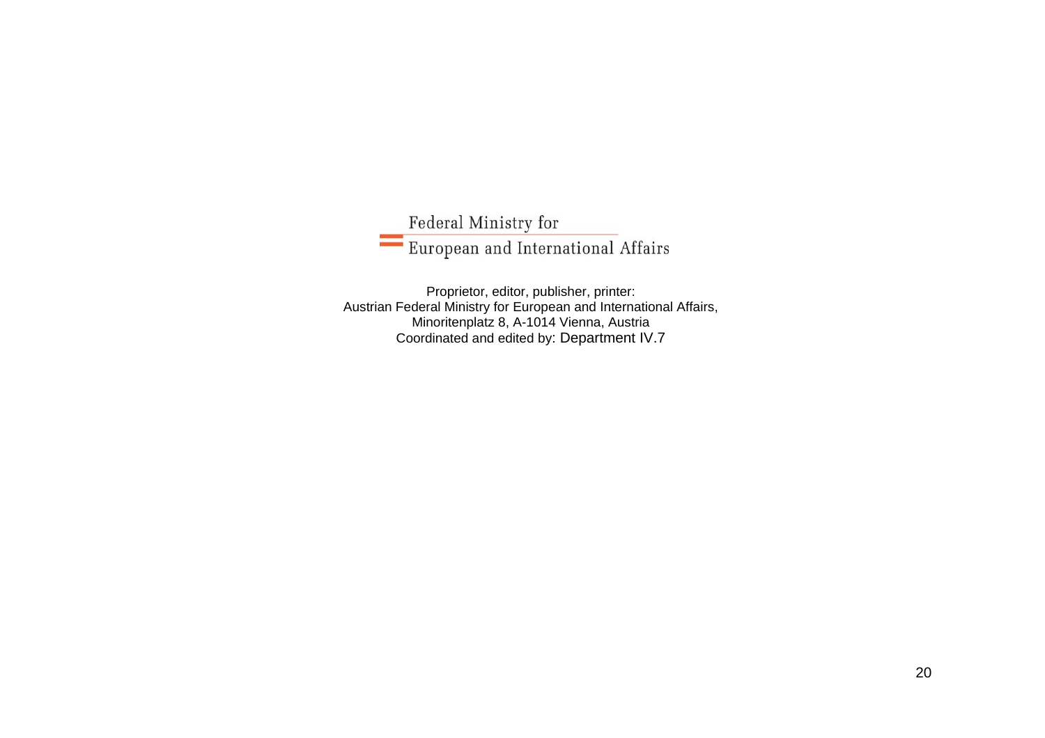Federal Ministry for
European and International Affairs

Proprietor, editor, publisher, printer:
Austrian Federal Ministry for European and International Affairs,
Minoritenplatz 8, A-1014 Vienna, Austria
Coordinated and edited by: Department IV.7